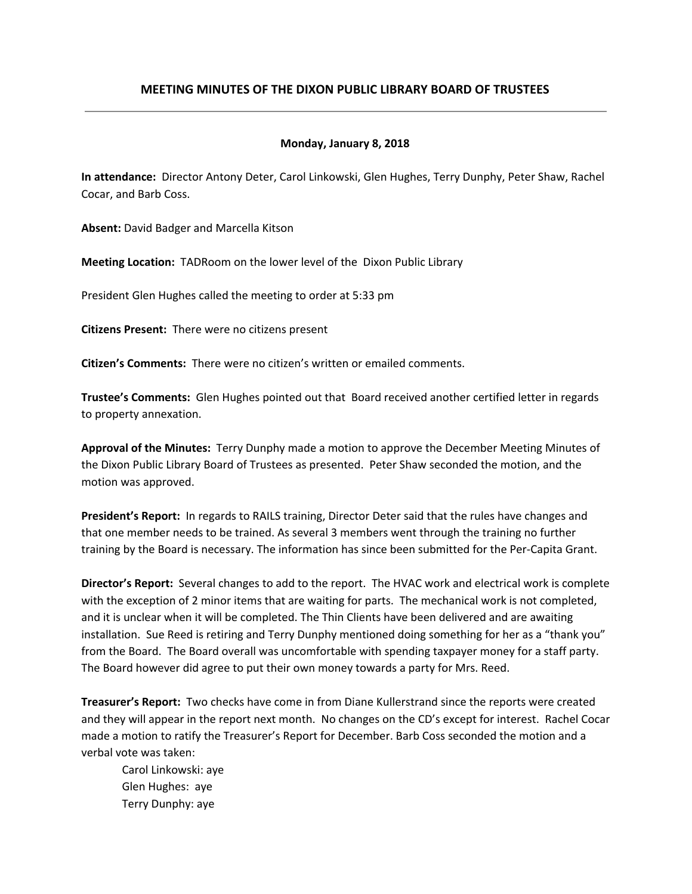# MEETING MINUTES OF THE DIXON PUBLIC LIBRARY BOARD OF TRUSTEES

**Monday, January 8, 2018**

**In attendance:** Director Antony Deter, Carol Linkowski, Glen Hughes, Terry Dunphy, Peter Shaw, Rachel Cocar, and Barb Coss.

**Absent:** David Badger and Marcella Kitson

**Meeting Location:** TADRoom on the lower level of the Dixon Public Library

President Glen Hughes called the meeting to order at 5:33 pm

**Citizens Present:** There were no citizens present

**Citizen's Comments:** There were no citizen's written or emailed comments.

**Trustee's Comments:** Glen Hughes pointed out that Board received another certified letter in regards to property annexation.

**Approval of the Minutes:** Terry Dunphy made a motion to approve the December Meeting Minutes of the Dixon Public Library Board of Trustees as presented. Peter Shaw seconded the motion, and the motion was approved.

**President's Report:** In regards to RAILS training, Director Deter said that the rules have changes and that one member needs to be trained. As several 3 members went through the training no further training by the Board is necessary. The information has since been submitted for the Per-Capita Grant.

**Director's Report:** Several changes to add to the report. The HVAC work and electrical work is complete with the exception of 2 minor items that are waiting for parts. The mechanical work is not completed, and it is unclear when it will be completed. The Thin Clients have been delivered and are awaiting installation. Sue Reed is retiring and Terry Dunphy mentioned doing something for her as a "thank you" from the Board. The Board overall was uncomfortable with spending taxpayer money for a staff party. The Board however did agree to put their own money towards a party for Mrs. Reed.

**Treasurer's Report:** Two checks have come in from Diane Kullerstrand since the reports were created and they will appear in the report next month. No changes on the CD's except for interest. Rachel Cocar made a motion to ratify the Treasurer's Report for December. Barb Coss seconded the motion and a verbal vote was taken:

Carol Linkowski: aye
Glen Hughes: aye
Terry Dunphy: aye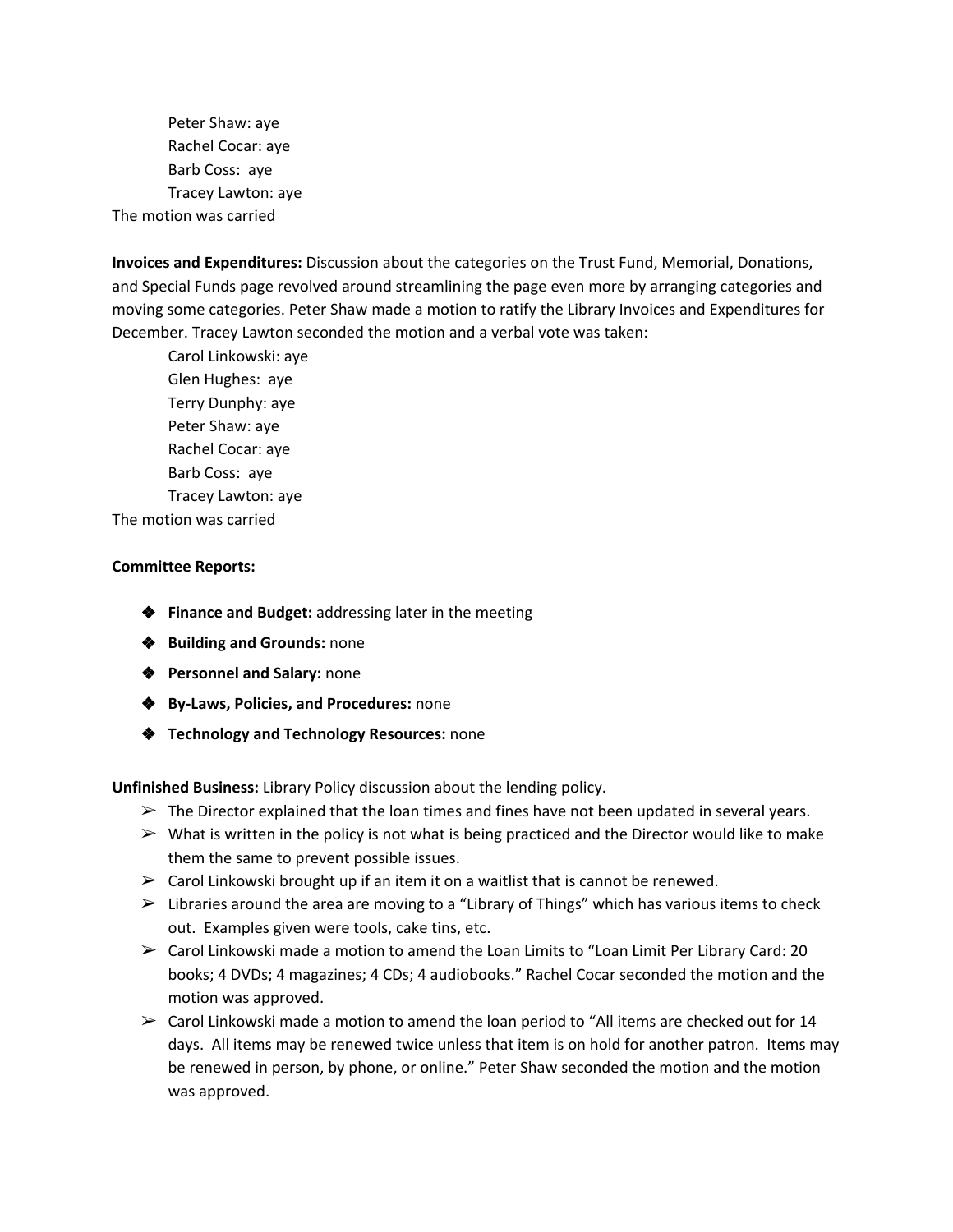Peter Shaw: aye  
Rachel Cocar: aye  
Barb Coss: aye  
Tracey Lawton: aye  

The motion was carried

**Invoices and Expenditures:** Discussion about the categories on the Trust Fund, Memorial, Donations, and Special Funds page revolved around streamlining the page even more by arranging categories and moving some categories. Peter Shaw made a motion to ratify the Library Invoices and Expenditures for December. Tracey Lawton seconded the motion and a verbal vote was taken:

Carol Linkowski: aye  
Glen Hughes: aye  
Terry Dunphy: aye  
Peter Shaw: aye  
Rachel Cocar: aye  
Barb Coss: aye  
Tracey Lawton: aye  

The motion was carried

**Committee Reports:**

- **Finance and Budget:** addressing later in the meeting
- **Building and Grounds:** none
- **Personnel and Salary:** none
- **By-Laws, Policies, and Procedures:** none
- **Technology and Technology Resources:** none

**Unfinished Business:** Library Policy discussion about the lending policy.

- The Director explained that the loan times and fines have not been updated in several years.
- What is written in the policy is not what is being practiced and the Director would like to make them the same to prevent possible issues.
- Carol Linkowski brought up if an item it on a waitlist that is cannot be renewed.
- Libraries around the area are moving to a "Library of Things" which has various items to check out. Examples given were tools, cake tins, etc.
- Carol Linkowski made a motion to amend the Loan Limits to "Loan Limit Per Library Card: 20 books; 4 DVDs; 4 magazines; 4 CDs; 4 audiobooks." Rachel Cocar seconded the motion and the motion was approved.
- Carol Linkowski made a motion to amend the loan period to "All items are checked out for 14 days. All items may be renewed twice unless that item is on hold for another patron. Items may be renewed in person, by phone, or online." Peter Shaw seconded the motion and the motion was approved.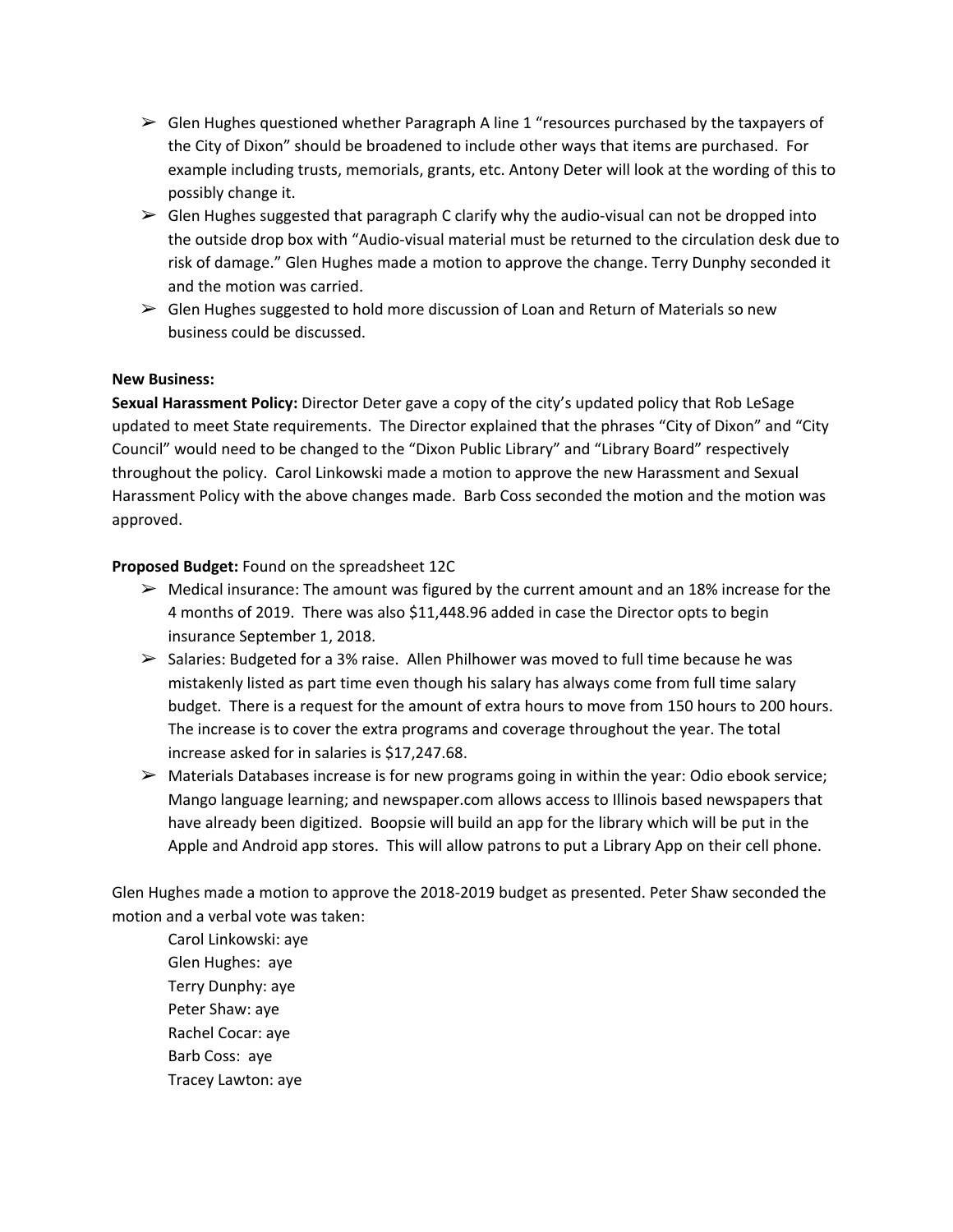- ➢ Glen Hughes questioned whether Paragraph A line 1 "resources purchased by the taxpayers of the City of Dixon" should be broadened to include other ways that items are purchased. For example including trusts, memorials, grants, etc. Antony Deter will look at the wording of this to possibly change it.
- ➢ Glen Hughes suggested that paragraph C clarify why the audio-visual can not be dropped into the outside drop box with "Audio-visual material must be returned to the circulation desk due to risk of damage." Glen Hughes made a motion to approve the change. Terry Dunphy seconded it and the motion was carried.
- ➢ Glen Hughes suggested to hold more discussion of Loan and Return of Materials so new business could be discussed.

**New Business:**

**Sexual Harassment Policy:** Director Deter gave a copy of the city's updated policy that Rob LeSage updated to meet State requirements. The Director explained that the phrases "City of Dixon" and "City Council" would need to be changed to the "Dixon Public Library" and "Library Board" respectively throughout the policy. Carol Linkowski made a motion to approve the new Harassment and Sexual Harassment Policy with the above changes made. Barb Coss seconded the motion and the motion was approved.

**Proposed Budget:** Found on the spreadsheet 12C

- ➢ Medical insurance: The amount was figured by the current amount and an 18% increase for the 4 months of 2019. There was also $11,448.96 added in case the Director opts to begin insurance September 1, 2018.
- ➢ Salaries: Budgeted for a 3% raise. Allen Philhower was moved to full time because he was mistakenly listed as part time even though his salary has always come from full time salary budget. There is a request for the amount of extra hours to move from 150 hours to 200 hours. The increase is to cover the extra programs and coverage throughout the year. The total increase asked for in salaries is $17,247.68.
- ➢ Materials Databases increase is for new programs going in within the year: Odio ebook service; Mango language learning; and newspaper.com allows access to Illinois based newspapers that have already been digitized. Boopsie will build an app for the library which will be put in the Apple and Android app stores. This will allow patrons to put a Library App on their cell phone.

Glen Hughes made a motion to approve the 2018-2019 budget as presented. Peter Shaw seconded the motion and a verbal vote was taken:

Carol Linkowski: aye
Glen Hughes: aye
Terry Dunphy: aye
Peter Shaw: aye
Rachel Cocar: aye
Barb Coss: aye
Tracey Lawton: aye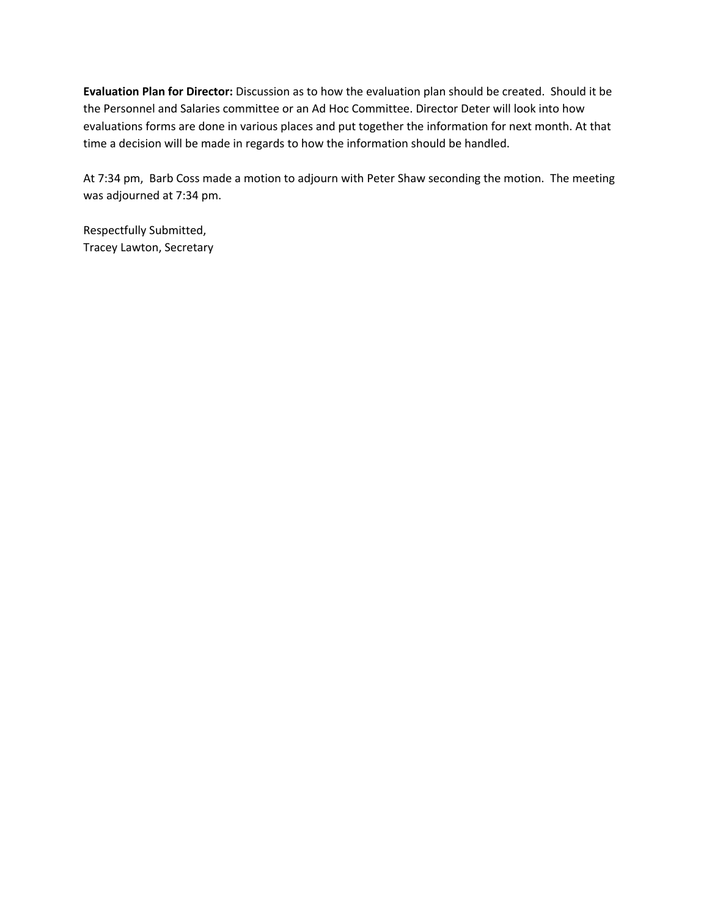**Evaluation Plan for Director:** Discussion as to how the evaluation plan should be created. Should it be the Personnel and Salaries committee or an Ad Hoc Committee. Director Deter will look into how evaluations forms are done in various places and put together the information for next month. At that time a decision will be made in regards to how the information should be handled.

At 7:34 pm, Barb Coss made a motion to adjourn with Peter Shaw seconding the motion. The meeting was adjourned at 7:34 pm.

Respectfully Submitted,
Tracey Lawton, Secretary